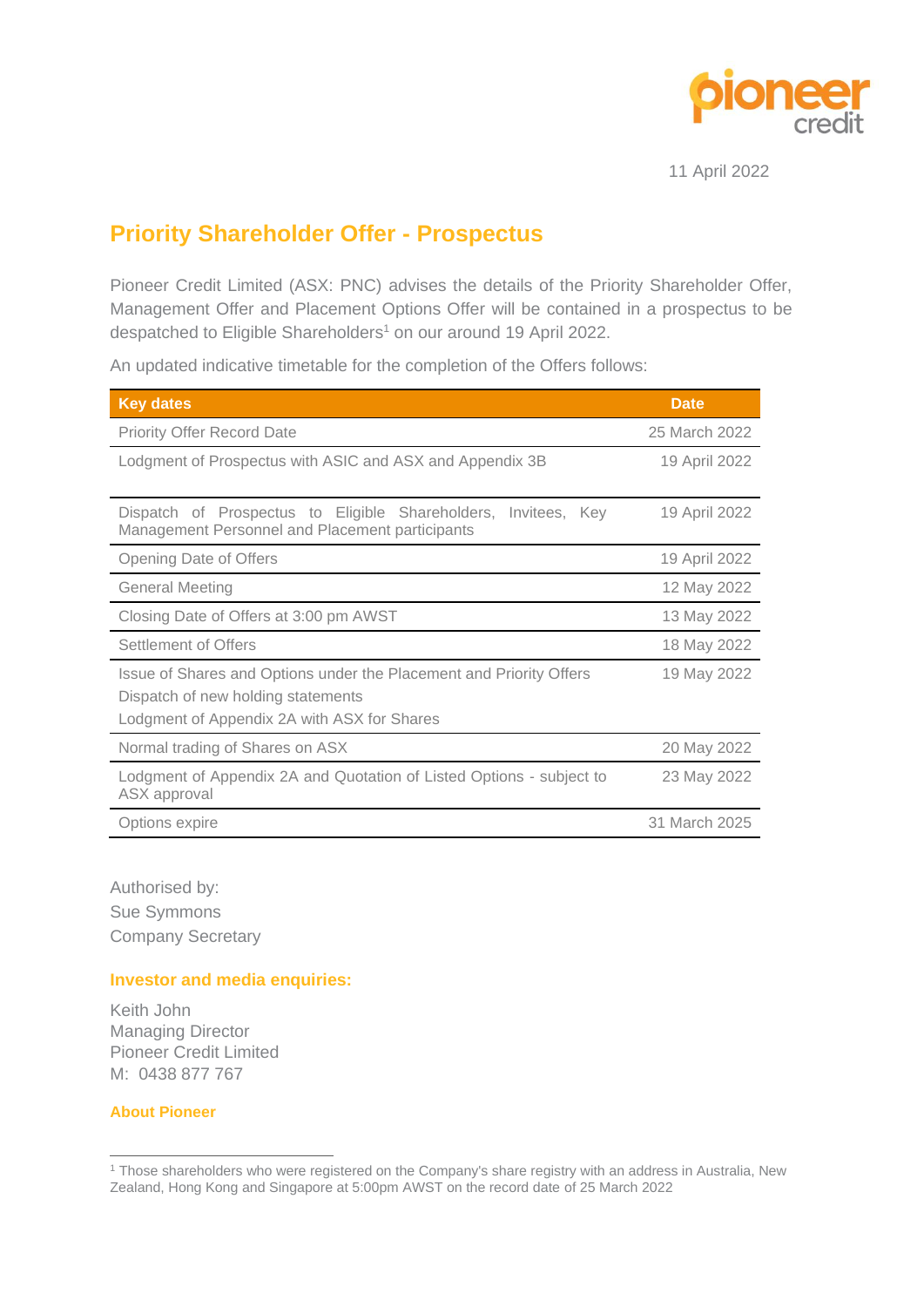11 April 2022

# Priority Shareholder Offer - Prospectus

Pioneer Credit Limited (ASX: PNC) advises the details of the Priority Shareholder Offer, Management Offer and Placement Options Offer will be contained in a prospectus to be despatched to Eligible Shareholders[1] on our around 19 April 2022.

An updated indicative timetable for the completion of the Offers follows:

| Key dates | Date |
|---|---|
| Priority Offer Record Date | 25 March 2022 |
| Lodgment of Prospectus with ASIC and ASX and Appendix 3B | 19 April 2022 |
| Dispatch of Prospectus to Eligible Shareholders, Invitees, Key Management Personnel and Placement participants | 19 April 2022 |
| Opening Date of Offers | 19 April 2022 |
| General Meeting | 12 May 2022 |
| Closing Date of Offers at 3:00 pm AWST | 13 May 2022 |
| Settlement of Offers | 18 May 2022 |
| Issue of Shares and Options under the Placement and Priority Offers<br>Dispatch of new holding statements<br>Lodgment of Appendix 2A with ASX for Shares | 19 May 2022 |
| Normal trading of Shares on ASX | 20 May 2022 |
| Lodgment of Appendix 2A and Quotation of Listed Options - subject to ASX approval | 23 May 2022 |
| Options expire | 31 March 2025 |

Authorised by:
Sue Symmons
Company Secretary

**Investor and media enquiries:**

Keith John
Managing Director
Pioneer Credit Limited
M: 0438 877 767

**About Pioneer**

[1] Those shareholders who were registered on the Company's share registry with an address in Australia, New Zealand, Hong Kong and Singapore at 5:00pm AWST on the record date of 25 March 2022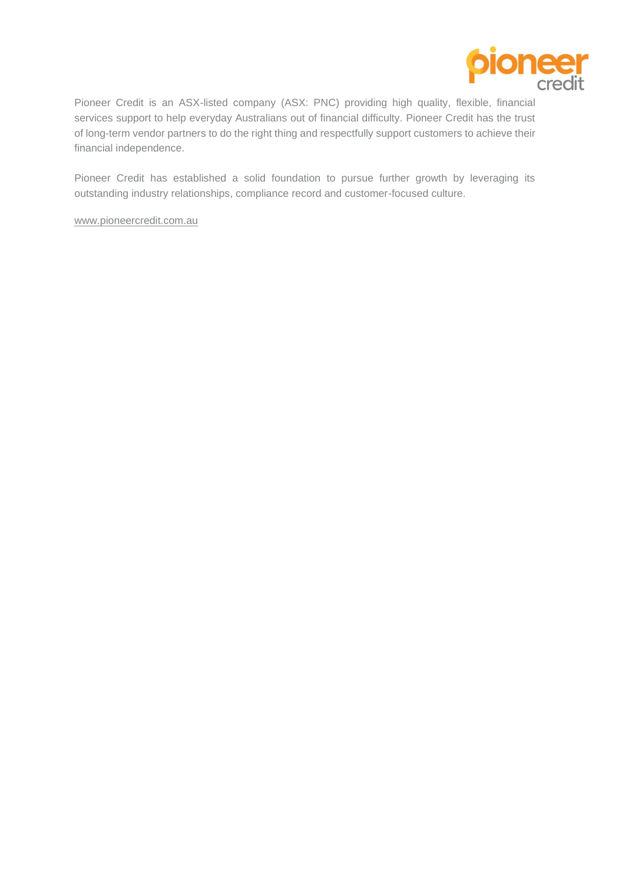Pioneer Credit is an ASX-listed company (ASX: PNC) providing high quality, flexible, financial services support to help everyday Australians out of financial difficulty. Pioneer Credit has the trust of long-term vendor partners to do the right thing and respectfully support customers to achieve their financial independence.

Pioneer Credit has established a solid foundation to pursue further growth by leveraging its outstanding industry relationships, compliance record and customer-focused culture.

www.pioneercredit.com.au